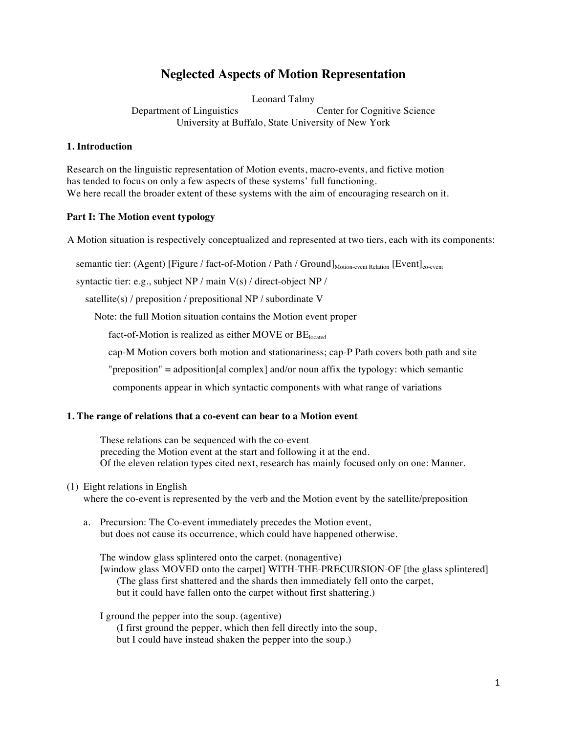# Neglected Aspects of Motion Representation

Leonard Talmy
Department of Linguistics Center for Cognitive Science
University at Buffalo, State University of New York

## 1. Introduction

Research on the linguistic representation of Motion events, macro-events, and fictive motion has tended to focus on only a few aspects of these systems' full functioning.
We here recall the broader extent of these systems with the aim of encouraging research on it.

## Part I: The Motion event typology

A Motion situation is respectively conceptualized and represented at two tiers, each with its components:

semantic tier: (Agent) [Figure / fact-of-Motion / Path / Ground]$_{\text{Motion-event Relation}}$ [Event]$_{\text{co-event}}$

syntactic tier: e.g., subject NP / main V(s) / direct-object NP /
satellite(s) / preposition / prepositional NP / subordinate V

Note: the full Motion situation contains the Motion event proper

fact-of-Motion is realized as either MOVE or BE$_{\text{located}}$

cap-M Motion covers both motion and stationariness; cap-P Path covers both path and site

"preposition" = adposition[al complex] and/or noun affix the typology: which semantic components appear in which syntactic components with what range of variations

### 1. The range of relations that a co-event can bear to a Motion event

These relations can be sequenced with the co-event
preceding the Motion event at the start and following it at the end.
Of the eleven relation types cited next, research has mainly focused only on one: Manner.

(1) Eight relations in English
where the co-event is represented by the verb and the Motion event by the satellite/preposition

a. Precursion: The Co-event immediately precedes the Motion event,
but does not cause its occurrence, which could have happened otherwise.

The window glass splintered onto the carpet. (nonagentive)
[window glass MOVED onto the carpet] WITH-THE-PRECURSION-OF [the glass splintered]
(The glass first shattered and the shards then immediately fell onto the carpet,
but it could have fallen onto the carpet without first shattering.)

I ground the pepper into the soup. (agentive)
(I first ground the pepper, which then fell directly into the soup,
but I could have instead shaken the pepper into the soup.)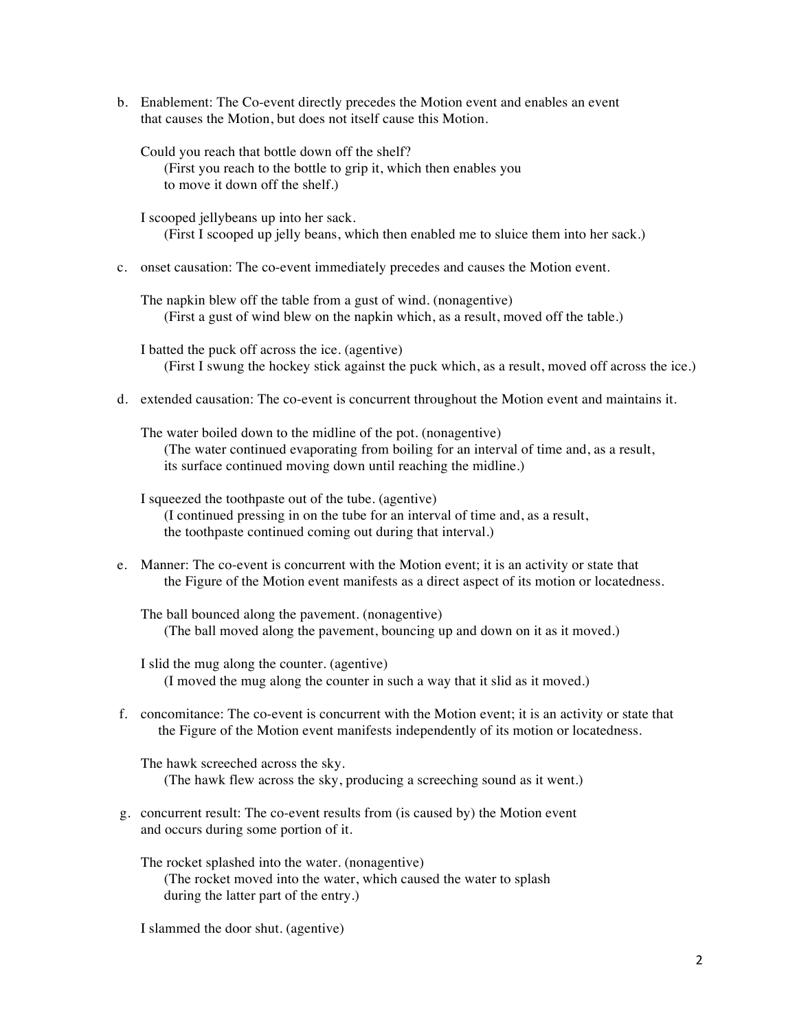b. Enablement: The Co-event directly precedes the Motion event and enables an event that causes the Motion, but does not itself cause this Motion.

   Could you reach that bottle down off the shelf?
      (First you reach to the bottle to grip it, which then enables you to move it down off the shelf.)

   I scooped jellybeans up into her sack.
      (First I scooped up jelly beans, which then enabled me to sluice them into her sack.)

c. onset causation: The co-event immediately precedes and causes the Motion event.

   The napkin blew off the table from a gust of wind. (nonagentive)
      (First a gust of wind blew on the napkin which, as a result, moved off the table.)

   I batted the puck off across the ice. (agentive)
      (First I swung the hockey stick against the puck which, as a result, moved off across the ice.)

d. extended causation: The co-event is concurrent throughout the Motion event and maintains it.

   The water boiled down to the midline of the pot. (nonagentive)
      (The water continued evaporating from boiling for an interval of time and, as a result, its surface continued moving down until reaching the midline.)

   I squeezed the toothpaste out of the tube. (agentive)
      (I continued pressing in on the tube for an interval of time and, as a result, the toothpaste continued coming out during that interval.)

e. Manner: The co-event is concurrent with the Motion event; it is an activity or state that the Figure of the Motion event manifests as a direct aspect of its motion or locatedness.

   The ball bounced along the pavement. (nonagentive)
      (The ball moved along the pavement, bouncing up and down on it as it moved.)

   I slid the mug along the counter. (agentive)
      (I moved the mug along the counter in such a way that it slid as it moved.)

f. concomitance: The co-event is concurrent with the Motion event; it is an activity or state that the Figure of the Motion event manifests independently of its motion or locatedness.

   The hawk screeched across the sky.
      (The hawk flew across the sky, producing a screeching sound as it went.)

g. concurrent result: The co-event results from (is caused by) the Motion event and occurs during some portion of it.

   The rocket splashed into the water. (nonagentive)
      (The rocket moved into the water, which caused the water to splash during the latter part of the entry.)

   I slammed the door shut. (agentive)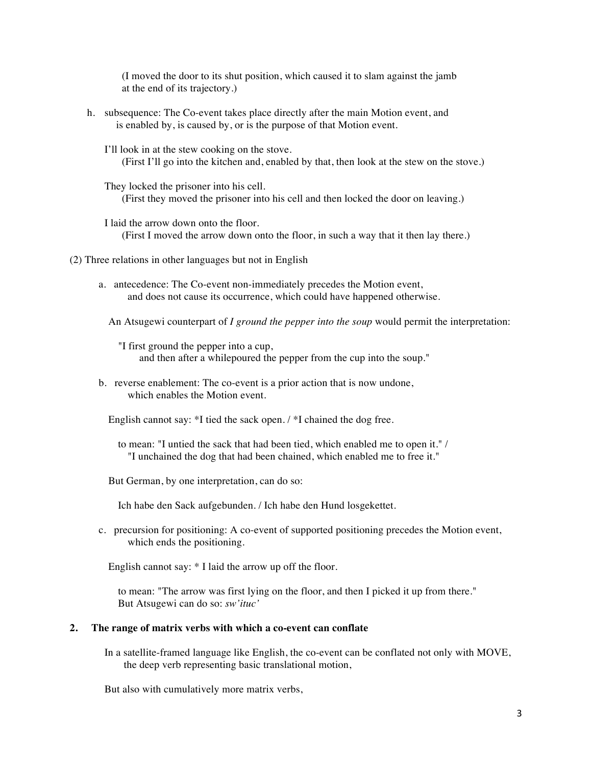(I moved the door to its shut position, which caused it to slam against the jamb at the end of its trajectory.)

h. subsequence: The Co-event takes place directly after the main Motion event, and is enabled by, is caused by, or is the purpose of that Motion event.

I'll look in at the stew cooking on the stove.
(First I'll go into the kitchen and, enabled by that, then look at the stew on the stove.)

They locked the prisoner into his cell.
(First they moved the prisoner into his cell and then locked the door on leaving.)

I laid the arrow down onto the floor.
(First I moved the arrow down onto the floor, in such a way that it then lay there.)

(2) Three relations in other languages but not in English

a. antecedence: The Co-event non-immediately precedes the Motion event, and does not cause its occurrence, which could have happened otherwise.

An Atsugewi counterpart of *I ground the pepper into the soup* would permit the interpretation:

"I first ground the pepper into a cup,
and then after a whilepoured the pepper from the cup into the soup."

b. reverse enablement: The co-event is a prior action that is now undone, which enables the Motion event.

English cannot say: *I tied the sack open. / *I chained the dog free.

to mean: "I untied the sack that had been tied, which enabled me to open it." /
"I unchained the dog that had been chained, which enabled me to free it."

But German, by one interpretation, can do so:

Ich habe den Sack aufgebunden. / Ich habe den Hund losgekettet.

c. precursion for positioning: A co-event of supported positioning precedes the Motion event, which ends the positioning.

English cannot say: * I laid the arrow up off the floor.

to mean: "The arrow was first lying on the floor, and then I picked it up from there."
But Atsugewi can do so: *sw'ituc'*

## 2. The range of matrix verbs with which a co-event can conflate

In a satellite-framed language like English, the co-event can be conflated not only with MOVE, the deep verb representing basic translational motion,

But also with cumulatively more matrix verbs,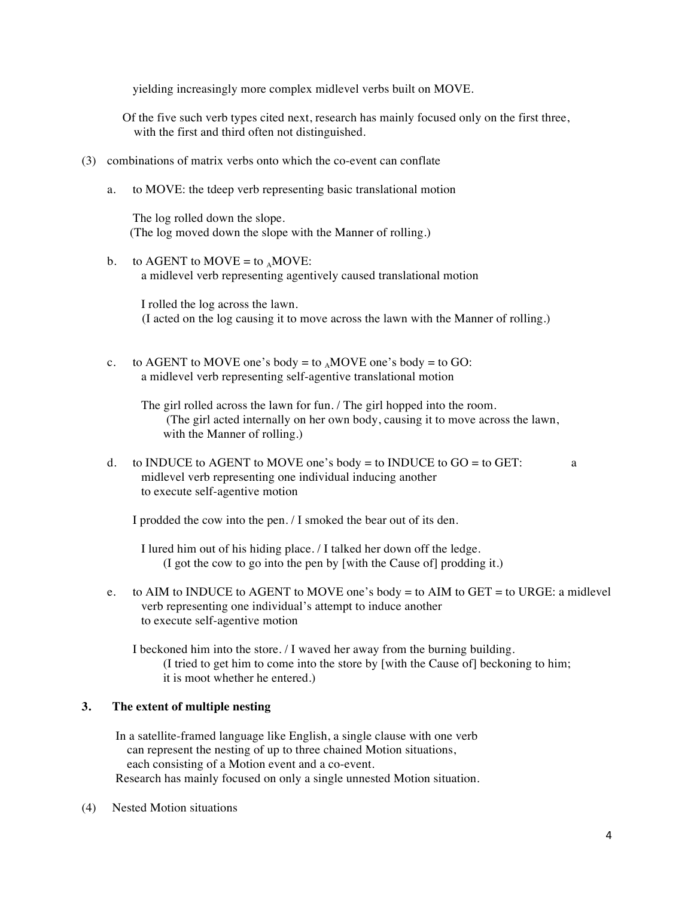yielding increasingly more complex midlevel verbs built on MOVE.

Of the five such verb types cited next, research has mainly focused only on the first three, with the first and third often not distinguished.

(3) combinations of matrix verbs onto which the co-event can conflate

a. to MOVE: the tdeep verb representing basic translational motion

The log rolled down the slope.
(The log moved down the slope with the Manner of rolling.)

b. to AGENT to MOVE = to $_{A}$MOVE:
a midlevel verb representing agentively caused translational motion

I rolled the log across the lawn.
(I acted on the log causing it to move across the lawn with the Manner of rolling.)

c. to AGENT to MOVE one's body = to $_{A}$MOVE one's body = to GO:
a midlevel verb representing self-agentive translational motion

The girl rolled across the lawn for fun. / The girl hopped into the room.
(The girl acted internally on her own body, causing it to move across the lawn, with the Manner of rolling.)

d. to INDUCE to AGENT to MOVE one's body = to INDUCE to GO = to GET: a midlevel verb representing one individual inducing another to execute self-agentive motion

I prodded the cow into the pen. / I smoked the bear out of its den.

I lured him out of his hiding place. / I talked her down off the ledge.
(I got the cow to go into the pen by [with the Cause of] prodding it.)

e. to AIM to INDUCE to AGENT to MOVE one's body = to AIM to GET = to URGE: a midlevel verb representing one individual's attempt to induce another to execute self-agentive motion

I beckoned him into the store. / I waved her away from the burning building.
(I tried to get him to come into the store by [with the Cause of] beckoning to him; it is moot whether he entered.)

## 3. The extent of multiple nesting

In a satellite-framed language like English, a single clause with one verb can represent the nesting of up to three chained Motion situations, each consisting of a Motion event and a co-event.
Research has mainly focused on only a single unnested Motion situation.

(4) Nested Motion situations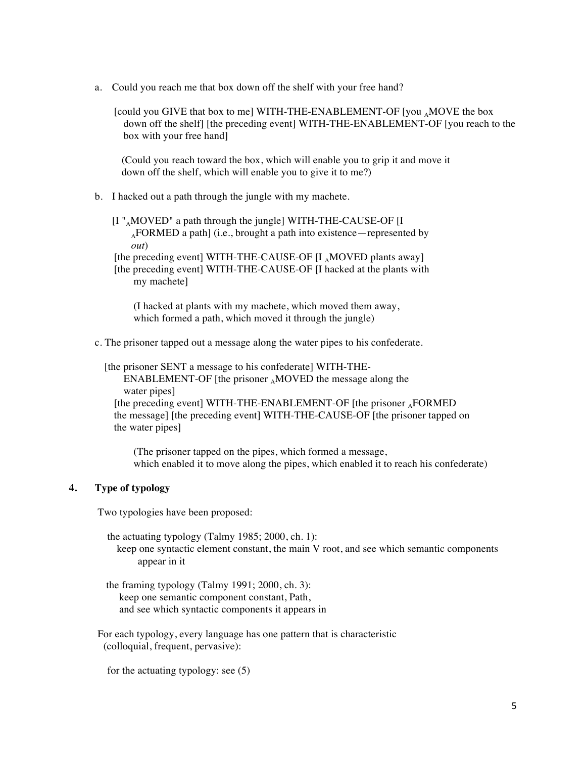a. Could you reach me that box down off the shelf with your free hand?

[could you GIVE that box to me] WITH-THE-ENABLEMENT-OF [you $_A$MOVE the box down off the shelf] [the preceding event] WITH-THE-ENABLEMENT-OF [you reach to the box with your free hand]

(Could you reach toward the box, which will enable you to grip it and move it down off the shelf, which will enable you to give it to me?)

b. I hacked out a path through the jungle with my machete.

[I "$_A$MOVED" a path through the jungle] WITH-THE-CAUSE-OF [I $_A$FORMED a path] (i.e., brought a path into existence—represented by *out*)
[the preceding event] WITH-THE-CAUSE-OF [I $_A$MOVED plants away]
[the preceding event] WITH-THE-CAUSE-OF [I hacked at the plants with my machete]

(I hacked at plants with my machete, which moved them away, which formed a path, which moved it through the jungle)

c. The prisoner tapped out a message along the water pipes to his confederate.

[the prisoner SENT a message to his confederate] WITH-THE-ENABLEMENT-OF [the prisoner $_A$MOVED the message along the water pipes]
[the preceding event] WITH-THE-ENABLEMENT-OF [the prisoner $_A$FORMED the message] [the preceding event] WITH-THE-CAUSE-OF [the prisoner tapped on the water pipes]

(The prisoner tapped on the pipes, which formed a message, which enabled it to move along the pipes, which enabled it to reach his confederate)

## 4. Type of typology

Two typologies have been proposed:

the actuating typology (Talmy 1985; 2000, ch. 1):
keep one syntactic element constant, the main V root, and see which semantic components appear in it

the framing typology (Talmy 1991; 2000, ch. 3):
keep one semantic component constant, Path, and see which syntactic components it appears in

For each typology, every language has one pattern that is characteristic (colloquial, frequent, pervasive):

for the actuating typology: see (5)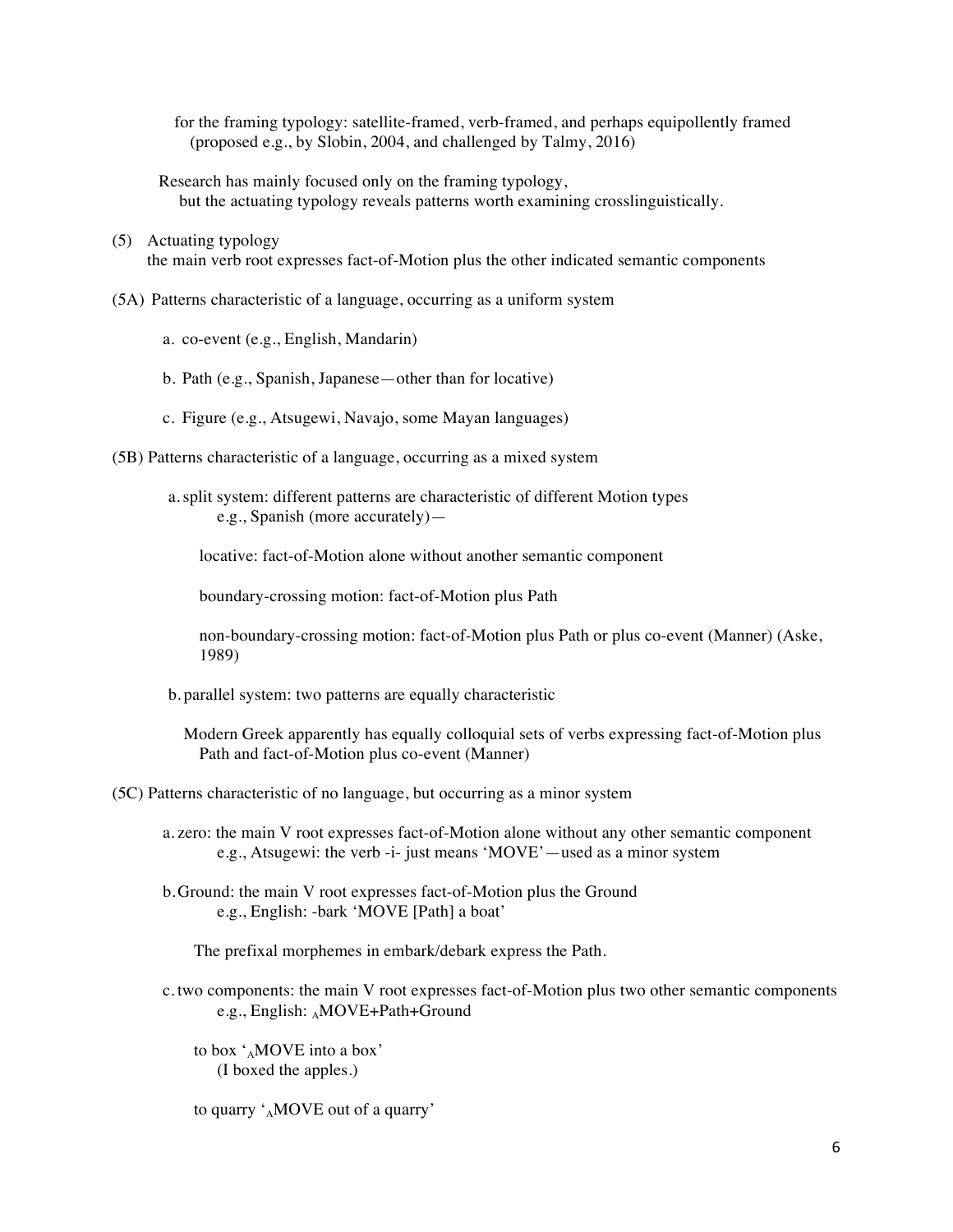for the framing typology: satellite-framed, verb-framed, and perhaps equipollently framed (proposed e.g., by Slobin, 2004, and challenged by Talmy, 2016)

Research has mainly focused only on the framing typology, but the actuating typology reveals patterns worth examining crosslinguistically.

(5) Actuating typology
the main verb root expresses fact-of-Motion plus the other indicated semantic components

(5A) Patterns characteristic of a language, occurring as a uniform system

a. co-event (e.g., English, Mandarin)

b. Path (e.g., Spanish, Japanese—other than for locative)

c. Figure (e.g., Atsugewi, Navajo, some Mayan languages)

(5B) Patterns characteristic of a language, occurring as a mixed system

a. split system: different patterns are characteristic of different Motion types
e.g., Spanish (more accurately)—

locative: fact-of-Motion alone without another semantic component

boundary-crossing motion: fact-of-Motion plus Path

non-boundary-crossing motion: fact-of-Motion plus Path or plus co-event (Manner) (Aske, 1989)

b. parallel system: two patterns are equally characteristic

Modern Greek apparently has equally colloquial sets of verbs expressing fact-of-Motion plus Path and fact-of-Motion plus co-event (Manner)

(5C) Patterns characteristic of no language, but occurring as a minor system

a. zero: the main V root expresses fact-of-Motion alone without any other semantic component
e.g., Atsugewi: the verb -i- just means 'MOVE'—used as a minor system

b. Ground: the main V root expresses fact-of-Motion plus the Ground
e.g., English: -bark 'MOVE [Path] a boat'

The prefixal morphemes in embark/debark express the Path.

c. two components: the main V root expresses fact-of-Motion plus two other semantic components
e.g., English: $_{A}$MOVE+Path+Ground

to box '$_{A}$MOVE into a box'
(I boxed the apples.)

to quarry '$_{A}$MOVE out of a quarry'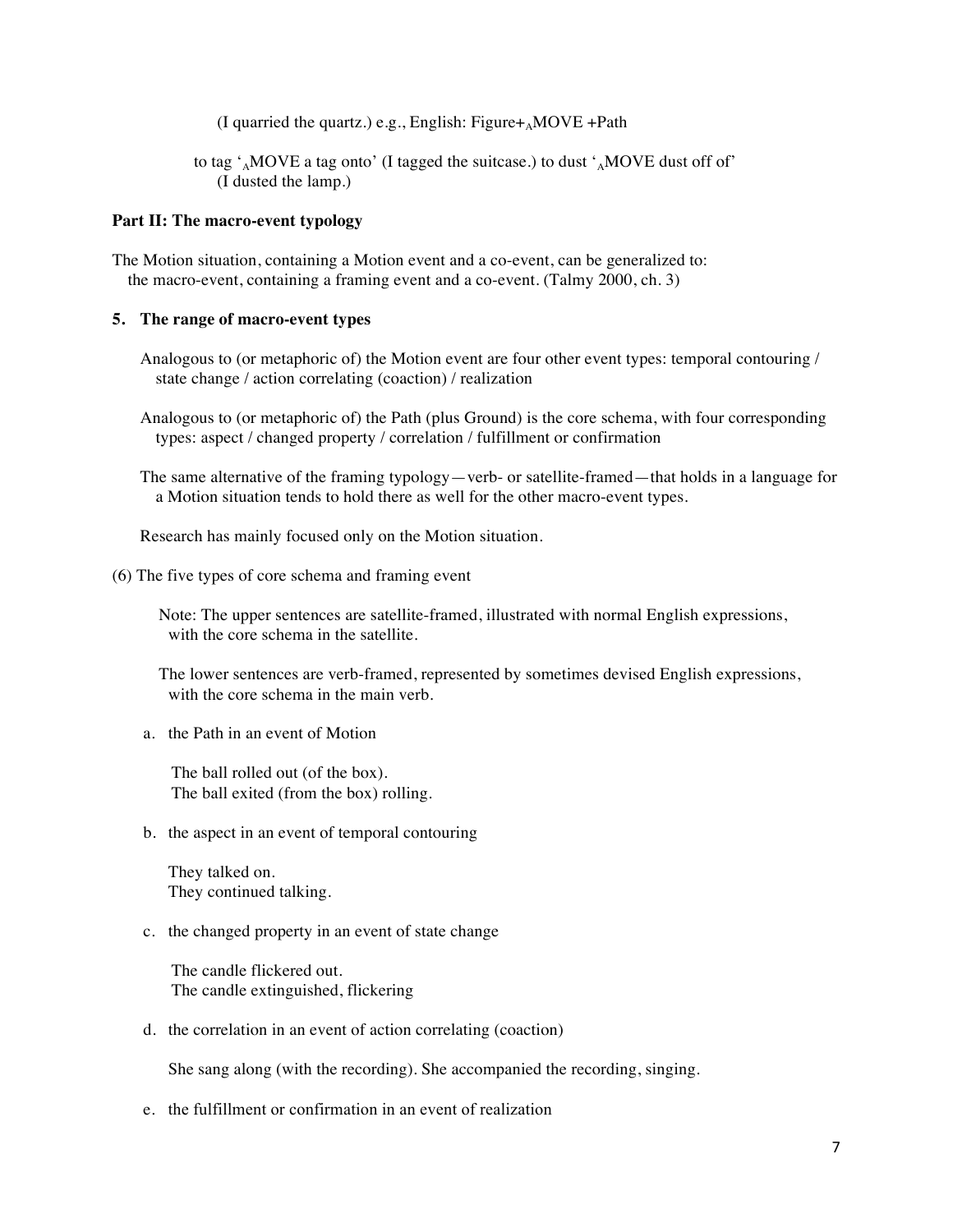(I quarried the quartz.) e.g., English: Figure+$_A$MOVE +Path

to tag '$_A$MOVE a tag onto' (I tagged the suitcase.) to dust '$_A$MOVE dust off of' (I dusted the lamp.)

**Part II: The macro-event typology**

The Motion situation, containing a Motion event and a co-event, can be generalized to:
the macro-event, containing a framing event and a co-event. (Talmy 2000, ch. 3)

**5. The range of macro-event types**

Analogous to (or metaphoric of) the Motion event are four other event types: temporal contouring / state change / action correlating (coaction) / realization

Analogous to (or metaphoric of) the Path (plus Ground) is the core schema, with four corresponding types: aspect / changed property / correlation / fulfillment or confirmation

The same alternative of the framing typology—verb- or satellite-framed—that holds in a language for a Motion situation tends to hold there as well for the other macro-event types.

Research has mainly focused only on the Motion situation.

(6) The five types of core schema and framing event

Note: The upper sentences are satellite-framed, illustrated with normal English expressions, with the core schema in the satellite.

The lower sentences are verb-framed, represented by sometimes devised English expressions, with the core schema in the main verb.

a. the Path in an event of Motion

The ball rolled out (of the box).
The ball exited (from the box) rolling.

b. the aspect in an event of temporal contouring

They talked on.
They continued talking.

c. the changed property in an event of state change

The candle flickered out.
The candle extinguished, flickering

d. the correlation in an event of action correlating (coaction)

She sang along (with the recording). She accompanied the recording, singing.

e. the fulfillment or confirmation in an event of realization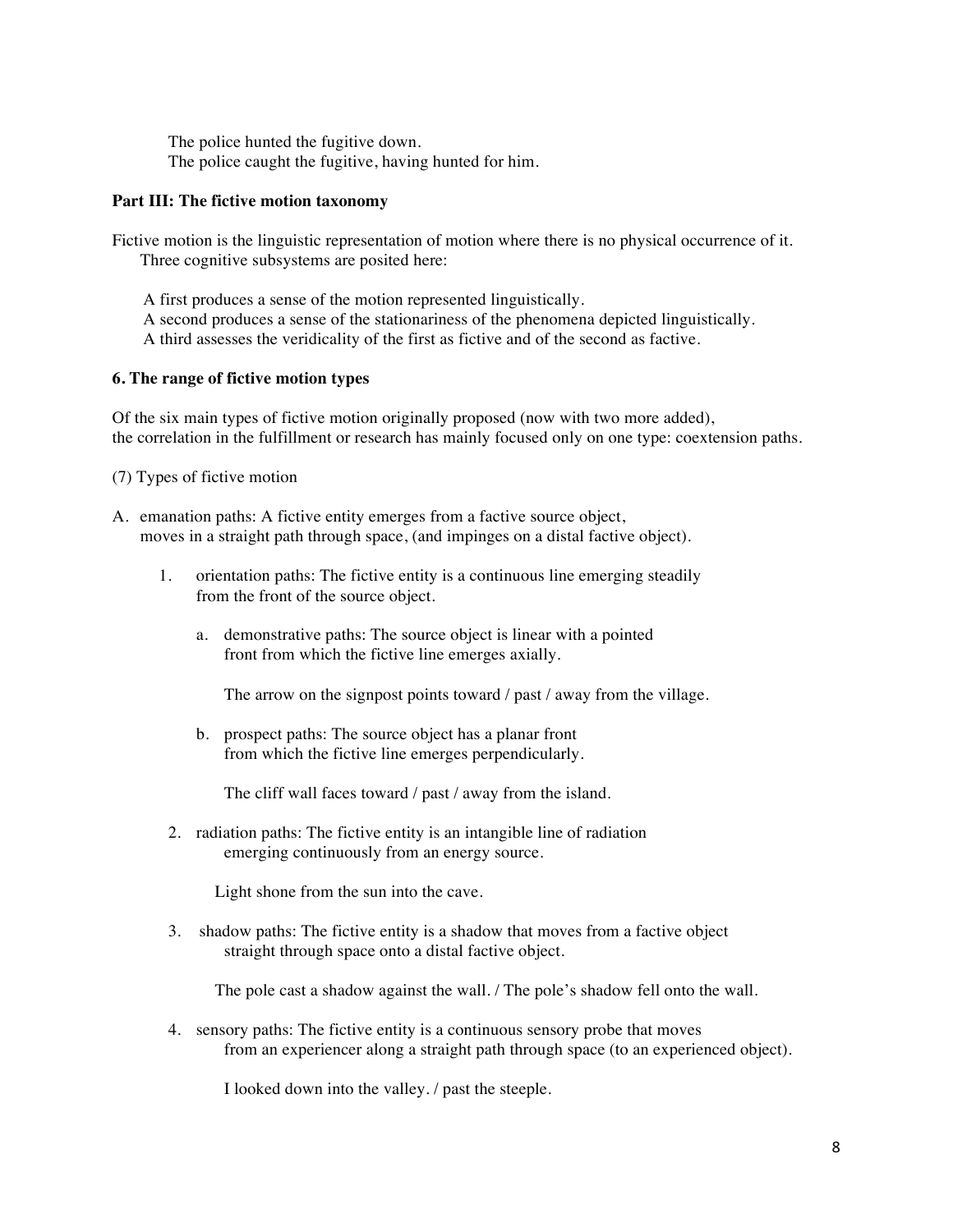The police hunted the fugitive down.
The police caught the fugitive, having hunted for him.

**Part III: The fictive motion taxonomy**

Fictive motion is the linguistic representation of motion where there is no physical occurrence of it.
Three cognitive subsystems are posited here:

A first produces a sense of the motion represented linguistically.
A second produces a sense of the stationariness of the phenomena depicted linguistically.
A third assesses the veridicality of the first as fictive and of the second as factive.

**6. The range of fictive motion types**

Of the six main types of fictive motion originally proposed (now with two more added),
the correlation in the fulfillment or research has mainly focused only on one type: coextension paths.

(7) Types of fictive motion

A. emanation paths: A fictive entity emerges from a factive source object, moves in a straight path through space, (and impinges on a distal factive object).

1. orientation paths: The fictive entity is a continuous line emerging steadily from the front of the source object.

   a. demonstrative paths: The source object is linear with a pointed front from which the fictive line emerges axially.

      The arrow on the signpost points toward / past / away from the village.

   b. prospect paths: The source object has a planar front from which the fictive line emerges perpendicularly.

      The cliff wall faces toward / past / away from the island.

2. radiation paths: The fictive entity is an intangible line of radiation emerging continuously from an energy source.

   Light shone from the sun into the cave.

3. shadow paths: The fictive entity is a shadow that moves from a factive object straight through space onto a distal factive object.

   The pole cast a shadow against the wall. / The pole's shadow fell onto the wall.

4. sensory paths: The fictive entity is a continuous sensory probe that moves from an experiencer along a straight path through space (to an experienced object).

   I looked down into the valley. / past the steeple.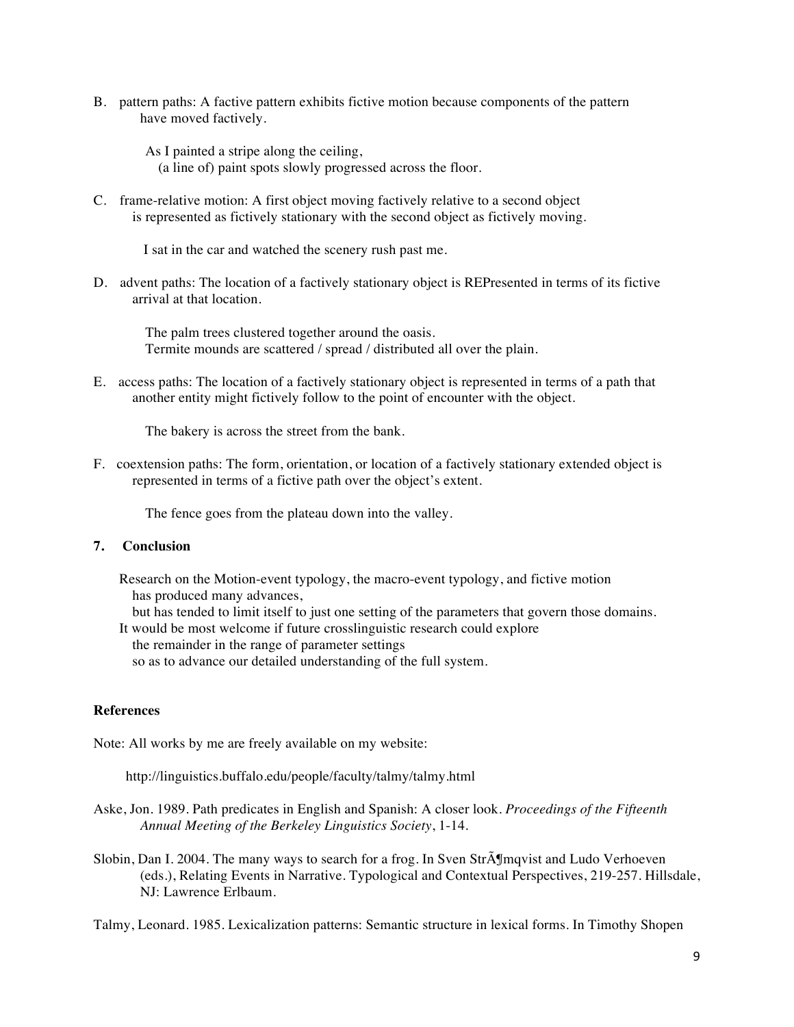B. pattern paths: A factive pattern exhibits fictive motion because components of the pattern have moved factively.

> As I painted a stripe along the ceiling,
> (a line of) paint spots slowly progressed across the floor.

C. frame-relative motion: A first object moving factively relative to a second object is represented as fictively stationary with the second object as fictively moving.

> I sat in the car and watched the scenery rush past me.

D. advent paths: The location of a factively stationary object is REPresented in terms of its fictive arrival at that location.

> The palm trees clustered together around the oasis.
> Termite mounds are scattered / spread / distributed all over the plain.

E. access paths: The location of a factively stationary object is represented in terms of a path that another entity might fictively follow to the point of encounter with the object.

> The bakery is across the street from the bank.

F. coextension paths: The form, orientation, or location of a factively stationary extended object is represented in terms of a fictive path over the object's extent.

> The fence goes from the plateau down into the valley.

## 7. Conclusion

Research on the Motion-event typology, the macro-event typology, and fictive motion
has produced many advances,
but has tended to limit itself to just one setting of the parameters that govern those domains.
It would be most welcome if future crosslinguistic research could explore
the remainder in the range of parameter settings
so as to advance our detailed understanding of the full system.

## References

Note: All works by me are freely available on my website:

http://linguistics.buffalo.edu/people/faculty/talmy/talmy.html

Aske, Jon. 1989. Path predicates in English and Spanish: A closer look. *Proceedings of the Fifteenth Annual Meeting of the Berkeley Linguistics Society*, 1-14.

Slobin, Dan I. 2004. The many ways to search for a frog. In Sven StrÃ¶mqvist and Ludo Verhoeven (eds.), Relating Events in Narrative. Typological and Contextual Perspectives, 219-257. Hillsdale, NJ: Lawrence Erlbaum.

Talmy, Leonard. 1985. Lexicalization patterns: Semantic structure in lexical forms. In Timothy Shopen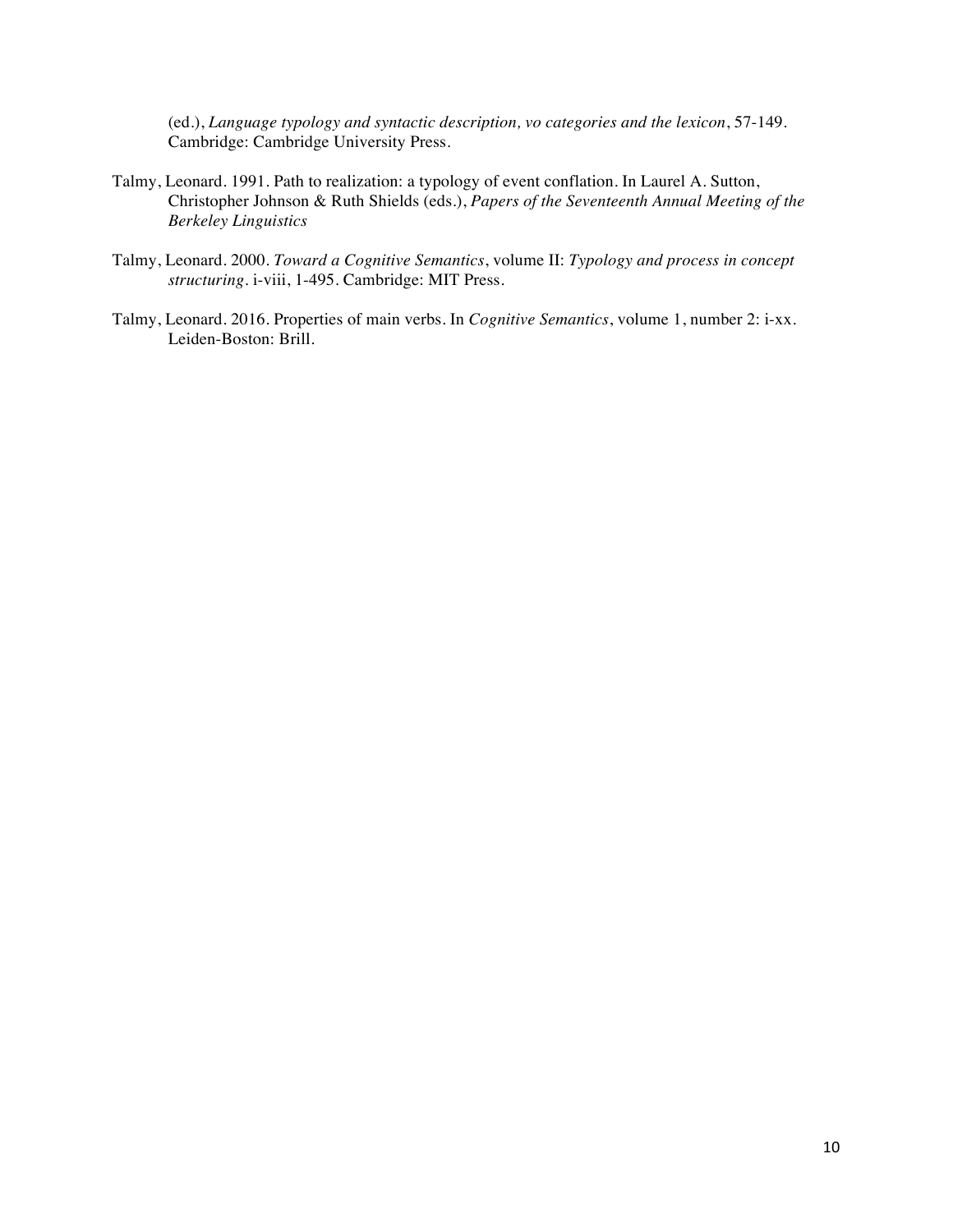(ed.), *Language typology and syntactic description, vo categories and the lexicon*, 57-149. Cambridge: Cambridge University Press.

Talmy, Leonard. 1991. Path to realization: a typology of event conflation. In Laurel A. Sutton, Christopher Johnson & Ruth Shields (eds.), *Papers of the Seventeenth Annual Meeting of the Berkeley Linguistics*

Talmy, Leonard. 2000. *Toward a Cognitive Semantics*, volume II: *Typology and process in concept structuring*. i-viii, 1-495. Cambridge: MIT Press.

Talmy, Leonard. 2016. Properties of main verbs. In *Cognitive Semantics*, volume 1, number 2: i-xx. Leiden-Boston: Brill.